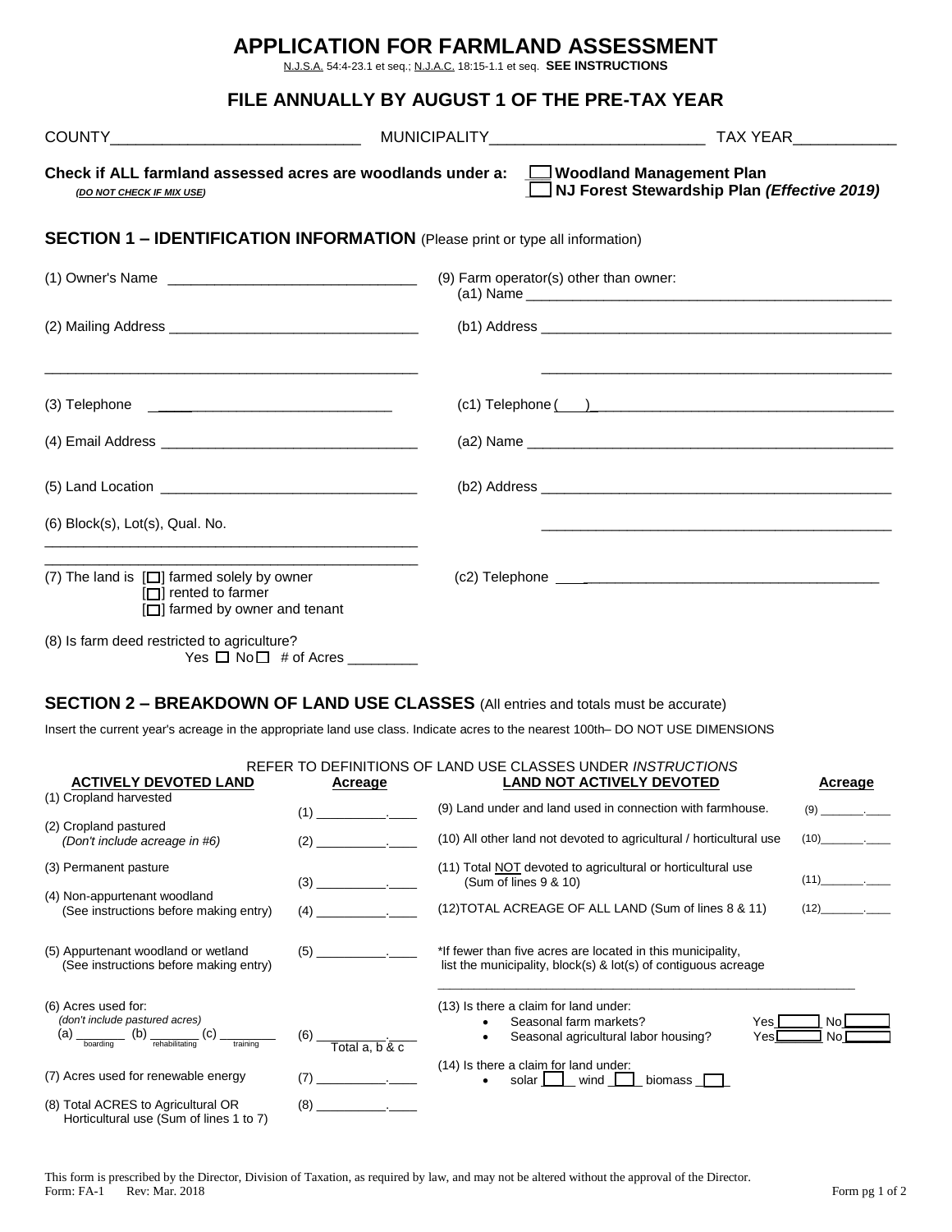# APPLICATION FOR FARMLAND ASSESSMENT

N.J.S.A. 54:4-23.1 et seq.; N.J.A.C. 18:15-1.1 et seq. **SEE INSTRUCTIONS**

## FILE ANNUALLY BY AUGUST 1 OF THE PRE-TAX YEAR

COUNTY_____________________________ MUNICIPALITY________________________ TAX YEAR___________

**Check if ALL farmland assessed acres are woodlands under a:** ☐ **Woodland Management Plan**
*(DO NOT CHECK IF MIX USE)* ☐ **NJ Forest Stewardship Plan *(Effective 2019)***

## SECTION 1 – IDENTIFICATION INFORMATION (Please print or type all information)

(1) Owner's Name _______________________________

(2) Mailing Address _______________________________

_______________________________________________

(3) Telephone _______________________________

(4) Email Address _______________________________

(5) Land Location _______________________________

(6) Block(s), Lot(s), Qual. No.

_______________________________________________

_______________________________________________

(7) The land is [☐] farmed solely by owner
[☐] rented to farmer
[☐] farmed by owner and tenant

(8) Is farm deed restricted to agriculture?
Yes ☐ No ☐ # of Acres _________

(9) Farm operator(s) other than owner:
(a1) Name _______________________________________________

(b1) Address _______________________________________________

_______________________________________________

(c1) Telephone ( ) _______________________________________

(a2) Name _______________________________________________

(b2) Address _______________________________________________

_______________________________________________

(c2) Telephone _______________________________________

## SECTION 2 – BREAKDOWN OF LAND USE CLASSES (All entries and totals must be accurate)

Insert the current year's acreage in the appropriate land use class. Indicate acres to the nearest 100th– DO NOT USE DIMENSIONS

REFER TO DEFINITIONS OF LAND USE CLASSES UNDER *INSTRUCTIONS*

| ACTIVELY DEVOTED LAND | Acreage | LAND NOT ACTIVELY DEVOTED | Acreage |
|---|---|---|---|
| (1) Cropland harvested | (1) __________.____ | (9) Land under and land used in connection with farmhouse. | (9) _______.____ |
| (2) Cropland pastured *(Don't include acreage in #6)* | (2) __________.____ | (10) All other land not devoted to agricultural / horticultural use | (10)_______.____ |
| (3) Permanent pasture | (3) __________.____ | (11) Total NOT devoted to agricultural or horticultural use (Sum of lines 9 & 10) | (11)_______.____ |
| (4) Non-appurtenant woodland (See instructions before making entry) | (4) __________.____ | (12)TOTAL ACREAGE OF ALL LAND (Sum of lines 8 & 11) | (12)_______.____ |
| (5) Appurtenant woodland or wetland (See instructions before making entry) | (5) __________.____ | *If fewer than five acres are located in this municipality, list the municipality, block(s) & lot(s) of contiguous acreage ___________________________ | |
| (6) Acres used for: *(don't include pastured acres)* (a) _______ boarding (b) _______ rehabilitating (c) ________ training | (6) __________.____ Total a, b & c | (13) Is there a claim for land under: • Seasonal farm markets? Yes ☐ No ☐ • Seasonal agricultural labor housing? Yes ☐ No ☐ | |
| (7) Acres used for renewable energy | (7) __________.____ | (14) Is there a claim for land under: • solar ☐ wind ☐ biomass ☐ | |
| (8) Total ACRES to Agricultural OR Horticultural use (Sum of lines 1 to 7) | (8) __________.____ | | |

This form is prescribed by the Director, Division of Taxation, as required by law, and may not be altered without the approval of the Director.
Form: FA-1 Rev: Mar. 2018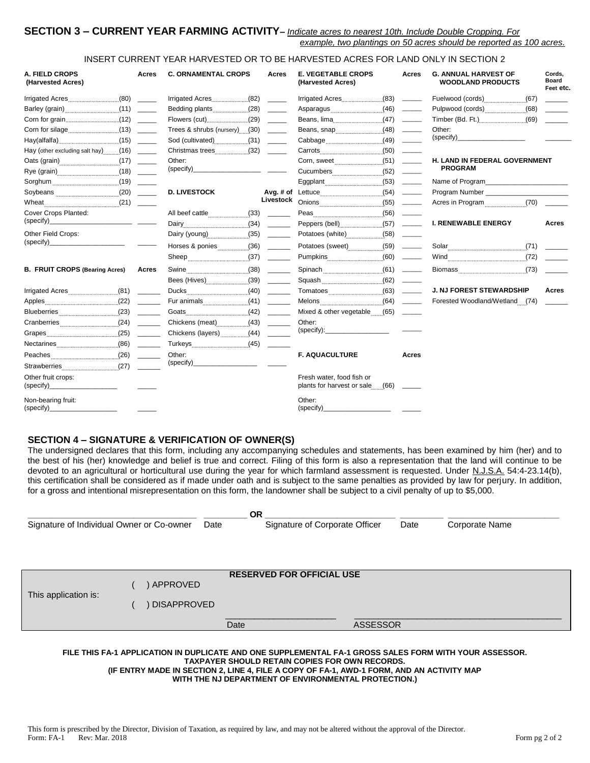## SECTION 3 – CURRENT YEAR FARMING ACTIVITY– *Indicate acres to nearest 10th. Include Double Cropping. For example, two plantings on 50 acres should be reported as 100 acres.*

INSERT CURRENT YEAR HARVESTED OR TO BE HARVESTED ACRES FOR LAND ONLY IN SECTION 2

| A. FIELD CROPS (Harvested Acres) | Acres |
|---|---|
| Irrigated Acres (80) | _____ |
| Barley (grain) (11) | _____ |
| Corn for grain (12) | _____ |
| Corn for silage (13) | _____ |
| Hay(alfalfa) (15) | _____ |
| Hay (other excluding salt hay) (16) | _____ |
| Oats (grain) (17) | _____ |
| Rye (grain) (18) | _____ |
| Sorghum (19) | _____ |
| Soybeans (20) | _____ |
| Wheat (21) | _____ |
| Cover Crops Planted: (specify)_____________________ | _____ |
| Other Field Crops: (specify)____________________ | _____ |

| B. FRUIT CROPS (Bearing Acres) | Acres |
|---|---|
| Irrigated Acres (81) | ______ |
| Apples (22) | ______ |
| Blueberries (23) | ______ |
| Cranberries (24) | ______ |
| Grapes (25) | ______ |
| Nectarines (86) | ______ |
| Peaches (26) | ______ |
| Strawberries (27) | ______ |
| Other fruit crops: (specify)__________________ | _____ |
| Non-bearing fruit: (specify)__________________ | _____ |

| C. ORNAMENTAL CROPS | Acres |
|---|---|
| Irrigated Acres (82) | _____ |
| Bedding plants (28) | _____ |
| Flowers (cut) (29) | _____ |
| Trees & shrubs (nursery) (30) | _____ |
| Sod (cultivated) (31) | _____ |
| Christmas trees (32) | _____ |
| Other: (specify)__________________ | _____ |

| D. LIVESTOCK | Avg. # of Livestock |
|---|---|
| All beef cattle (33) | ______ |
| Dairy (34) | ______ |
| Dairy (young) (35) | ______ |
| Horses & ponies (36) | ______ |
| Sheep (37) | ______ |
| Swine (38) | ______ |
| Bees (Hives) (39) | ______ |
| Ducks (40) | ______ |
| Fur animals (41) | ______ |
| Goats (42) | ______ |
| Chickens (meat) (43) | ______ |
| Chickens (layers) (44) | ______ |
| Turkeys (45) | ______ |
| Other: (specify)________________ | _____ |

| E. VEGETABLE CROPS (Harvested Acres) | Acres |
|---|---|
| Irrigated Acres (83) | _____ |
| Asparagus (46) | _____ |
| Beans, lima (47) | _____ |
| Beans, snap (48) | _____ |
| Cabbage (49) | _____ |
| Carrots (50) | _____ |
| Corn, sweet (51) | _____ |
| Cucumbers (52) | _____ |
| Eggplant (53) | _____ |
| Lettuce (54) | _____ |
| Onions (55) | _____ |
| Peas (56) | _____ |
| Peppers (bell) (57) | _____ |
| Potatoes (white) (58) | _____ |
| Potatoes (sweet) (59) | _____ |
| Pumpkins (60) | _____ |
| Spinach (61) | _____ |
| Squash (62) | _____ |
| Tomatoes (63) | _____ |
| Melons (64) | _____ |
| Mixed & other vegetable (65) | _____ |
| Other: (specify):________________ | _____ |

| F. AQUACULTURE | Acres |
|---|---|
| Fresh water, food fish or plants for harvest or sale (66) | _____ |
| Other: (specify)__________________ | _____ |

| G. ANNUAL HARVEST OF WOODLAND PRODUCTS | Cords, Board Feet etc. |
|---|---|
| Fuelwood (cords) (67) | ______ |
| Pulpwood (cords) (68) | ______ |
| Timber (Bd. Ft.) (69) | ______ |
| Other: (specify)__________________ | _______ |

**H. LAND IN FEDERAL GOVERNMENT PROGRAM**

Name of Program_____________________

Program Number _____________________

Acres in Program (70) ______

| I. RENEWABLE ENERGY | Acres |
|---|---|
| Solar (71) | ______ |
| Wind (72) | ______ |
| Biomass (73) | ______ |

| J. NJ FOREST STEWARDSHIP | Acres |
|---|---|
| Forested Woodland/Wetland (74) | ______ |

## SECTION 4 – SIGNATURE & VERIFICATION OF OWNER(S)

The undersigned declares that this form, including any accompanying schedules and statements, has been examined by him (her) and to the best of his (her) knowledge and belief is true and correct. Filing of this form is also a representation that the land will continue to be devoted to an agricultural or horticultural use during the year for which farmland assessment is requested. Under N.J.S.A. 54:4-23.14(b), this certification shall be considered as if made under oath and is subject to the same penalties as provided by law for perjury. In addition, for a gross and intentional misrepresentation on this form, the landowner shall be subject to a civil penalty of up to $5,000.

___________________________________ _________ **OR** __________________________ _________ _______________________

Signature of Individual Owner or Co-owner Date Signature of Corporate Officer Date Corporate Name

**RESERVED FOR OFFICIAL USE**

This application is: ( ) APPROVED ( ) DISAPPROVED

______________________ ___________________________________________

Date ASSESSOR

**FILE THIS FA-1 APPLICATION IN DUPLICATE AND ONE SUPPLEMENTAL FA-1 GROSS SALES FORM WITH YOUR ASSESSOR. TAXPAYER SHOULD RETAIN COPIES FOR OWN RECORDS. (IF ENTRY MADE IN SECTION 2, LINE 4, FILE A COPY OF FA-1, AWD-1 FORM, AND AN ACTIVITY MAP WITH THE NJ DEPARTMENT OF ENVIRONMENTAL PROTECTION.)**

This form is prescribed by the Director, Division of Taxation, as required by law, and may not be altered without the approval of the Director.
Form: FA-1 Rev: Mar. 2018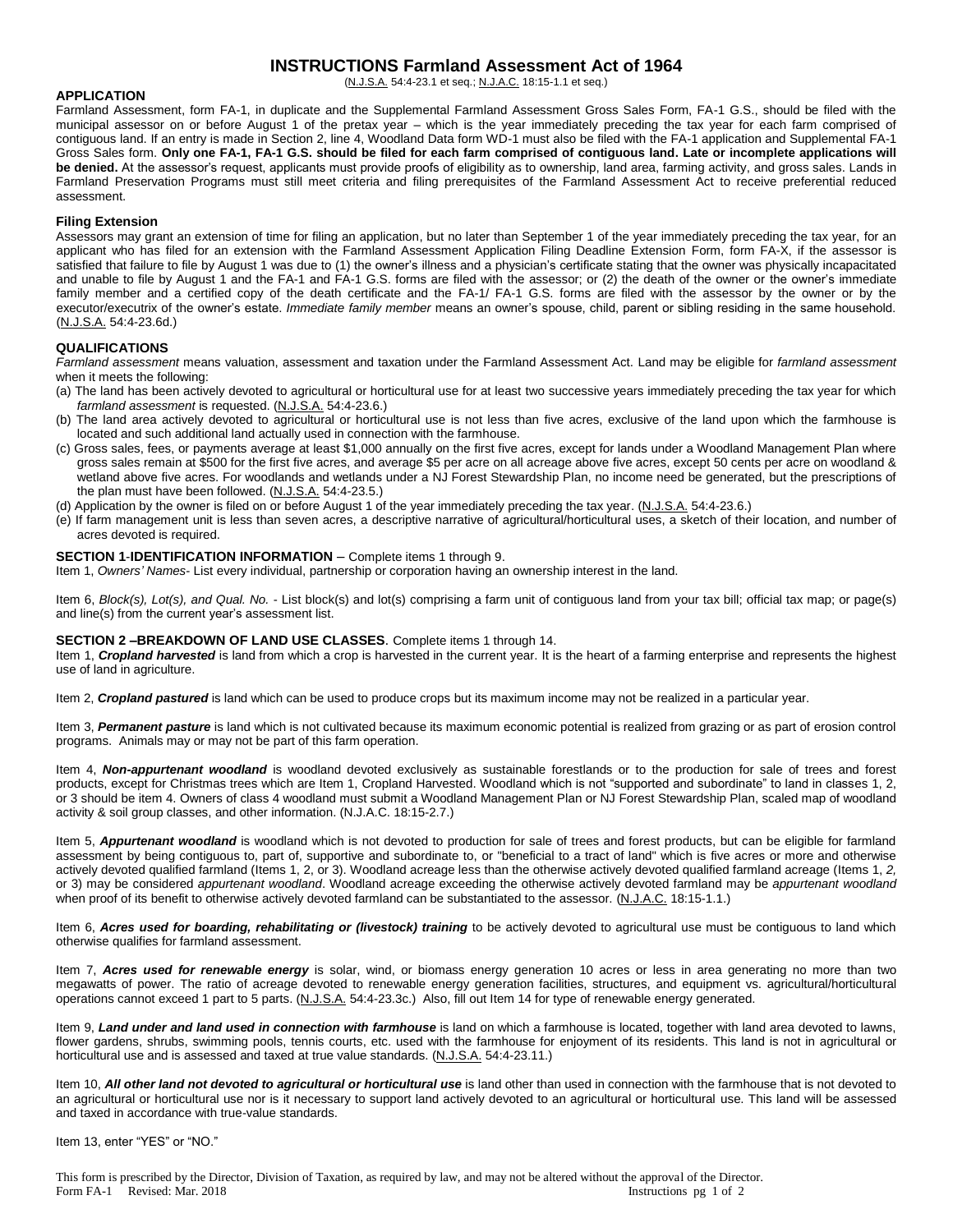# INSTRUCTIONS Farmland Assessment Act of 1964

(N.J.S.A. 54:4-23.1 et seq.; N.J.A.C. 18:15-1.1 et seq.)

## APPLICATION

Farmland Assessment, form FA-1, in duplicate and the Supplemental Farmland Assessment Gross Sales Form, FA-1 G.S., should be filed with the municipal assessor on or before August 1 of the pretax year – which is the year immediately preceding the tax year for each farm comprised of contiguous land. If an entry is made in Section 2, line 4, Woodland Data form WD-1 must also be filed with the FA-1 application and Supplemental FA-1 Gross Sales form. **Only one FA-1, FA-1 G.S. should be filed for each farm comprised of contiguous land. Late or incomplete applications will be denied.** At the assessor's request, applicants must provide proofs of eligibility as to ownership, land area, farming activity, and gross sales. Lands in Farmland Preservation Programs must still meet criteria and filing prerequisites of the Farmland Assessment Act to receive preferential reduced assessment.

### Filing Extension

Assessors may grant an extension of time for filing an application, but no later than September 1 of the year immediately preceding the tax year, for an applicant who has filed for an extension with the Farmland Assessment Application Filing Deadline Extension Form, form FA-X, if the assessor is satisfied that failure to file by August 1 was due to (1) the owner's illness and a physician's certificate stating that the owner was physically incapacitated and unable to file by August 1 and the FA-1 and FA-1 G.S. forms are filed with the assessor; or (2) the death of the owner or the owner's immediate family member and a certified copy of the death certificate and the FA-1/ FA-1 G.S. forms are filed with the assessor by the owner or by the executor/executrix of the owner's estate. *Immediate family member* means an owner's spouse, child, parent or sibling residing in the same household. (N.J.S.A. 54:4-23.6d.)

## QUALIFICATIONS

*Farmland assessment* means valuation, assessment and taxation under the Farmland Assessment Act. Land may be eligible for *farmland assessment* when it meets the following:

(a) The land has been actively devoted to agricultural or horticultural use for at least two successive years immediately preceding the tax year for which *farmland assessment* is requested. (N.J.S.A. 54:4-23.6.)

(b) The land area actively devoted to agricultural or horticultural use is not less than five acres, exclusive of the land upon which the farmhouse is located and such additional land actually used in connection with the farmhouse.

(c) Gross sales, fees, or payments average at least $1,000 annually on the first five acres, except for lands under a Woodland Management Plan where gross sales remain at $500 for the first five acres, and average $5 per acre on all acreage above five acres, except 50 cents per acre on woodland & wetland above five acres. For woodlands and wetlands under a NJ Forest Stewardship Plan, no income need be generated, but the prescriptions of the plan must have been followed. (N.J.S.A. 54:4-23.5.)

(d) Application by the owner is filed on or before August 1 of the year immediately preceding the tax year. (N.J.S.A. 54:4-23.6.)

(e) If farm management unit is less than seven acres, a descriptive narrative of agricultural/horticultural uses, a sketch of their location, and number of acres devoted is required.

**SECTION 1-IDENTIFICATION INFORMATION** – Complete items 1 through 9.

Item 1, *Owners' Names*- List every individual, partnership or corporation having an ownership interest in the land.

Item 6, *Block(s), Lot(s), and Qual. No.* - List block(s) and lot(s) comprising a farm unit of contiguous land from your tax bill; official tax map; or page(s) and line(s) from the current year's assessment list.

**SECTION 2 –BREAKDOWN OF LAND USE CLASSES**. Complete items 1 through 14.

Item 1, ***Cropland harvested*** is land from which a crop is harvested in the current year. It is the heart of a farming enterprise and represents the highest use of land in agriculture.

Item 2, ***Cropland pastured*** is land which can be used to produce crops but its maximum income may not be realized in a particular year.

Item 3, ***Permanent pasture*** is land which is not cultivated because its maximum economic potential is realized from grazing or as part of erosion control programs. Animals may or may not be part of this farm operation.

Item 4, ***Non-appurtenant woodland*** is woodland devoted exclusively as sustainable forestlands or to the production for sale of trees and forest products, except for Christmas trees which are Item 1, Cropland Harvested. Woodland which is not "supported and subordinate" to land in classes 1, 2, or 3 should be item 4. Owners of class 4 woodland must submit a Woodland Management Plan or NJ Forest Stewardship Plan, scaled map of woodland activity & soil group classes, and other information. (N.J.A.C. 18:15-2.7.)

Item 5, ***Appurtenant woodland*** is woodland which is not devoted to production for sale of trees and forest products, but can be eligible for farmland assessment by being contiguous to, part of, supportive and subordinate to, or "beneficial to a tract of land" which is five acres or more and otherwise actively devoted qualified farmland (Items 1, 2, or 3). Woodland acreage less than the otherwise actively devoted qualified farmland acreage (Items 1, *2,* or 3) may be considered *appurtenant woodland*. Woodland acreage exceeding the otherwise actively devoted farmland may be *appurtenant woodland* when proof of its benefit to otherwise actively devoted farmland can be substantiated to the assessor. (N.J.A.C. 18:15-1.1.)

Item 6, ***Acres used for boarding, rehabilitating or (livestock) training*** to be actively devoted to agricultural use must be contiguous to land which otherwise qualifies for farmland assessment.

Item 7, ***Acres used for renewable energy*** is solar, wind, or biomass energy generation 10 acres or less in area generating no more than two megawatts of power. The ratio of acreage devoted to renewable energy generation facilities, structures, and equipment vs. agricultural/horticultural operations cannot exceed 1 part to 5 parts. (N.J.S.A. 54:4-23.3c.) Also, fill out Item 14 for type of renewable energy generated.

Item 9, ***Land under and land used in connection with farmhouse*** is land on which a farmhouse is located, together with land area devoted to lawns, flower gardens, shrubs, swimming pools, tennis courts, etc. used with the farmhouse for enjoyment of its residents. This land is not in agricultural or horticultural use and is assessed and taxed at true value standards. (N.J.S.A. 54:4-23.11.)

Item 10, ***All other land not devoted to agricultural or horticultural use*** is land other than used in connection with the farmhouse that is not devoted to an agricultural or horticultural use nor is it necessary to support land actively devoted to an agricultural or horticultural use. This land will be assessed and taxed in accordance with true-value standards.

Item 13, enter "YES" or "NO."

This form is prescribed by the Director, Division of Taxation, as required by law, and may not be altered without the approval of the Director.
Form FA-1 Revised: Mar. 2018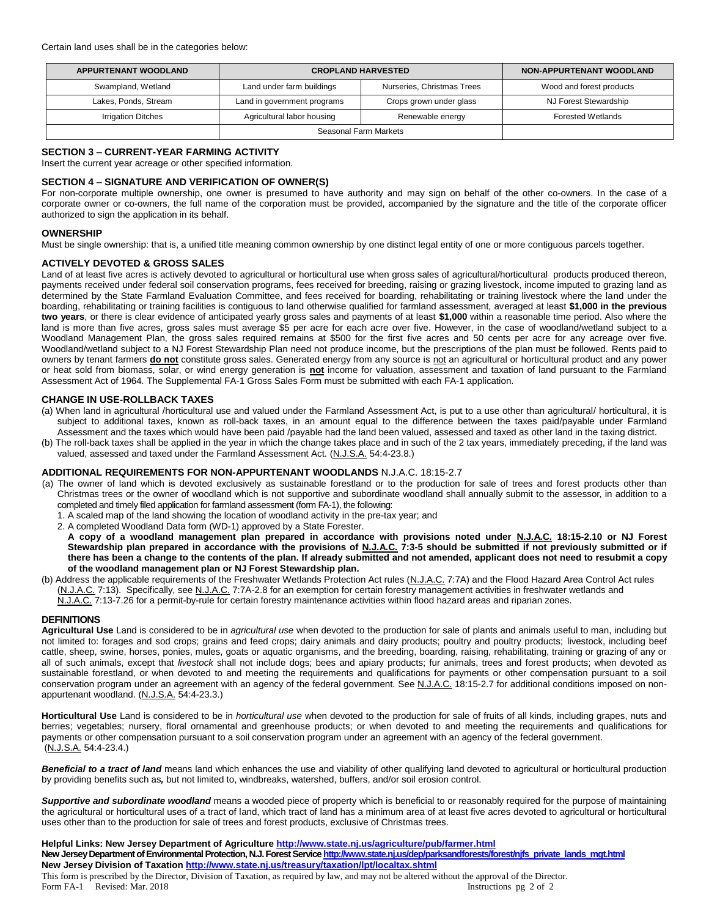Certain land uses shall be in the categories below:

| APPURTENANT WOODLAND | CROPLAND HARVESTED | | NON-APPURTENANT WOODLAND |
|---|---|---|---|
| Swampland, Wetland | Land under farm buildings | Nurseries, Christmas Trees | Wood and forest products |
| Lakes, Ponds, Stream | Land in government programs | Crops grown under glass | NJ Forest Stewardship |
| Irrigation Ditches | Agricultural labor housing | Renewable energy | Forested Wetlands |
| | Seasonal Farm Markets | | |

### SECTION 3 – CURRENT-YEAR FARMING ACTIVITY

Insert the current year acreage or other specified information.

### SECTION 4 – SIGNATURE AND VERIFICATION OF OWNER(S)

For non-corporate multiple ownership, one owner is presumed to have authority and may sign on behalf of the other co-owners. In the case of a corporate owner or co-owners, the full name of the corporation must be provided, accompanied by the signature and the title of the corporate officer authorized to sign the application in its behalf.

### OWNERSHIP

Must be single ownership: that is, a unified title meaning common ownership by one distinct legal entity of one or more contiguous parcels together.

### ACTIVELY DEVOTED & GROSS SALES

Land of at least five acres is actively devoted to agricultural or horticultural use when gross sales of agricultural/horticultural products produced thereon, payments received under federal soil conservation programs, fees received for breeding, raising or grazing livestock, income imputed to grazing land as determined by the State Farmland Evaluation Committee, and fees received for boarding, rehabilitating or training livestock where the land under the boarding, rehabilitating or training facilities is contiguous to land otherwise qualified for farmland assessment, averaged at least **$1,000 in the previous two years**, or there is clear evidence of anticipated yearly gross sales and payments of at least **$1,000** within a reasonable time period. Also where the land is more than five acres, gross sales must average $5 per acre for each acre over five. However, in the case of woodland/wetland subject to a Woodland Management Plan, the gross sales required remains at $500 for the first five acres and 50 cents per acre for any acreage over five. Woodland/wetland subject to a NJ Forest Stewardship Plan need not produce income, but the prescriptions of the plan must be followed. Rents paid to owners by tenant farmers **do not** constitute gross sales. Generated energy from any source is not an agricultural or horticultural product and any power or heat sold from biomass, solar, or wind energy generation is **not** income for valuation, assessment and taxation of land pursuant to the Farmland Assessment Act of 1964. The Supplemental FA-1 Gross Sales Form must be submitted with each FA-1 application.

### CHANGE IN USE-ROLLBACK TAXES

(a) When land in agricultural /horticultural use and valued under the Farmland Assessment Act, is put to a use other than agricultural/ horticultural, it is subject to additional taxes, known as roll-back taxes, in an amount equal to the difference between the taxes paid/payable under Farmland Assessment and the taxes which would have been paid /payable had the land been valued, assessed and taxed as other land in the taxing district.

(b) The roll-back taxes shall be applied in the year in which the change takes place and in such of the 2 tax years, immediately preceding, if the land was valued, assessed and taxed under the Farmland Assessment Act. (N.J.S.A. 54:4-23.8.)

### ADDITIONAL REQUIREMENTS FOR NON-APPURTENANT WOODLANDS N.J.A.C. 18:15-2.7

(a) The owner of land which is devoted exclusively as sustainable forestland or to the production for sale of trees and forest products other than Christmas trees or the owner of woodland which is not supportive and subordinate woodland shall annually submit to the assessor, in addition to a completed and timely filed application for farmland assessment (form FA-1), the following:

1. A scaled map of the land showing the location of woodland activity in the pre-tax year; and
2. A completed Woodland Data form (WD-1) approved by a State Forester.

**A copy of a woodland management plan prepared in accordance with provisions noted under N.J.A.C. 18:15-2.10 or NJ Forest Stewardship plan prepared in accordance with the provisions of N.J.A.C. 7:3-5 should be submitted if not previously submitted or if there has been a change to the contents of the plan. If already submitted and not amended, applicant does not need to resubmit a copy of the woodland management plan or NJ Forest Stewardship plan.**

(b) Address the applicable requirements of the Freshwater Wetlands Protection Act rules (N.J.A.C. 7:7A) and the Flood Hazard Area Control Act rules (N.J.A.C. 7:13). Specifically, see N.J.A.C. 7:7A-2.8 for an exemption for certain forestry management activities in freshwater wetlands and N.J.A.C. 7:13-7.26 for a permit-by-rule for certain forestry maintenance activities within flood hazard areas and riparian zones.

### DEFINITIONS

**Agricultural Use** Land is considered to be in *agricultural use* when devoted to the production for sale of plants and animals useful to man, including but not limited to: forages and sod crops; grains and feed crops; dairy animals and dairy products; poultry and poultry products; livestock, including beef cattle, sheep, swine, horses, ponies, mules, goats or aquatic organisms, and the breeding, boarding, raising, rehabilitating, training or grazing of any or all of such animals, except that *livestock* shall not include dogs; bees and apiary products; fur animals, trees and forest products; when devoted as sustainable forestland, or when devoted to and meeting the requirements and qualifications for payments or other compensation pursuant to a soil conservation program under an agreement with an agency of the federal government. See N.J.A.C. 18:15-2.7 for additional conditions imposed on non-appurtenant woodland. (N.J.S.A. 54:4-23.3.)

**Horticultural Use** Land is considered to be in *horticultural use* when devoted to the production for sale of fruits of all kinds, including grapes, nuts and berries; vegetables; nursery, floral ornamental and greenhouse products; or when devoted to and meeting the requirements and qualifications for payments or other compensation pursuant to a soil conservation program under an agreement with an agency of the federal government. (N.J.S.A. 54:4-23.4.)

***Beneficial to a tract of land*** means land which enhances the use and viability of other qualifying land devoted to agricultural or horticultural production by providing benefits such as**,** but not limited to, windbreaks, watershed, buffers, and/or soil erosion control.

***Supportive and subordinate woodland*** means a wooded piece of property which is beneficial to or reasonably required for the purpose of maintaining the agricultural or horticultural uses of a tract of land, which tract of land has a minimum area of at least five acres devoted to agricultural or horticultural uses other than to the production for sale of trees and forest products, exclusive of Christmas trees.

**Helpful Links: New Jersey Department of Agriculture http://www.state.nj.us/agriculture/pub/farmer.html**
**New Jersey Department of Environmental Protection, N.J. Forest Service http://www.state.nj.us/dep/parksandforests/forest/njfs_private_lands_mgt.html**
**New Jersey Division of Taxation http://www.state.nj.us/treasury/taxation/lpt/localtax.shtml**

This form is prescribed by the Director, Division of Taxation, as required by law, and may not be altered without the approval of the Director.
Form FA-1 Revised: Mar. 2018